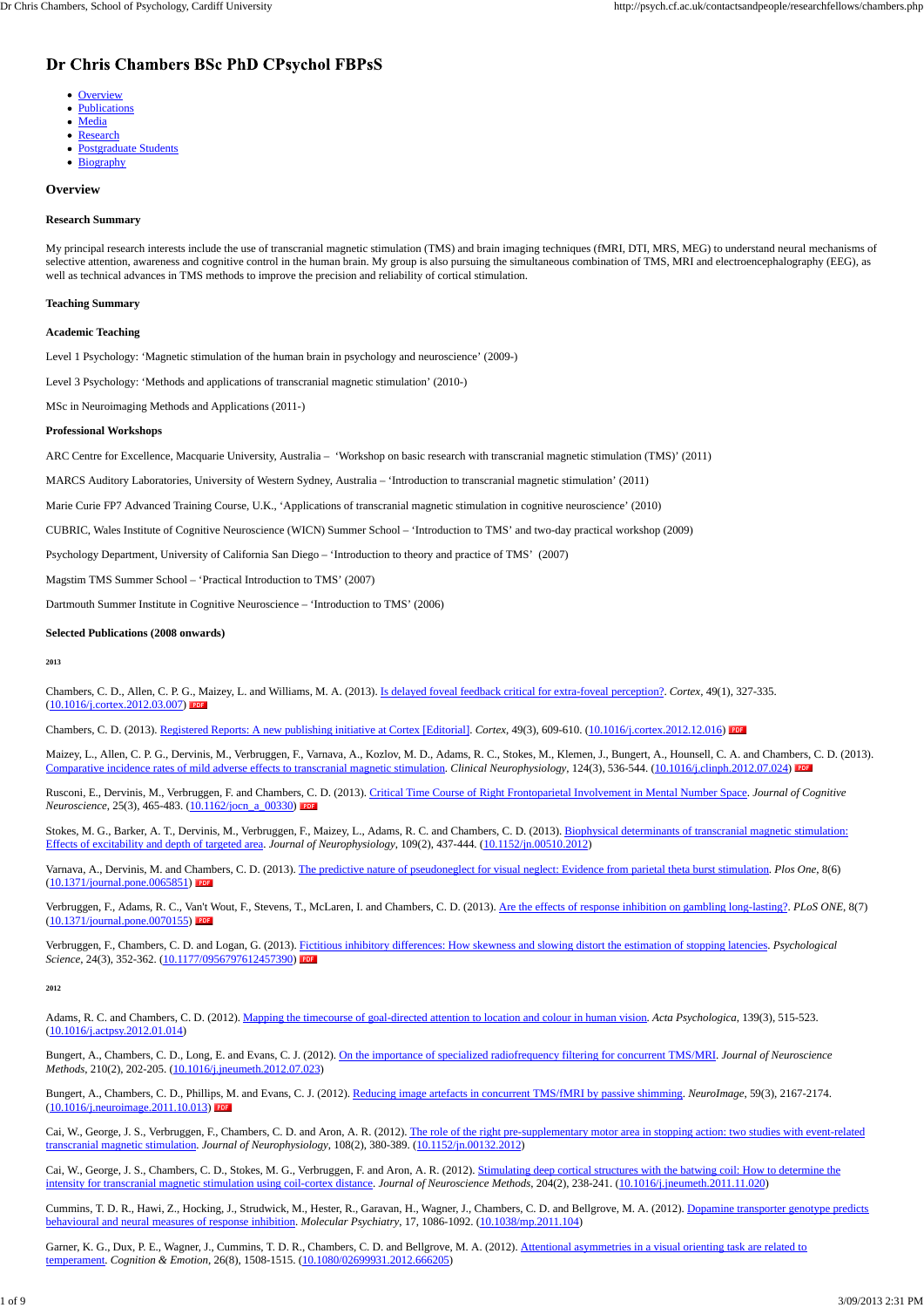# Dr Chris Chambers BSc PhD CPsychol FBPsS

- Overview
- Publications
- Media
- Research
- Postgraduate Students
- Biography

## Overview

### Research Summary

My principal research interests include the use of transcranial magnetic stimulation (TMS) and brain imaging techniques (fMRI, DTI, MRS, MEG) to understand neural mechanisms of selective attention, awareness and cognitive control in the human brain. My group is also pursuing the simultaneous combination of TMS, MRI and electroencephalography (EEG), as well as technical advances in TMS methods to improve the precision and reliability of cortical stimulation.

### Teaching Summary

### Academic Teaching

Level 1 Psychology: 'Magnetic stimulation of the human brain in psychology and neuroscience' (2009-)

Level 3 Psychology: 'Methods and applications of transcranial magnetic stimulation' (2010-)

MSc in Neuroimaging Methods and Applications (2011-)

### Professional Workshops

ARC Centre for Excellence, Macquarie University, Australia – 'Workshop on basic research with transcranial magnetic stimulation (TMS)' (2011)

MARCS Auditory Laboratories, University of Western Sydney, Australia – 'Introduction to transcranial magnetic stimulation' (2011)

Marie Curie FP7 Advanced Training Course, U.K., 'Applications of transcranial magnetic stimulation in cognitive neuroscience' (2010)

CUBRIC, Wales Institute of Cognitive Neuroscience (WICN) Summer School – 'Introduction to TMS' and two-day practical workshop (2009)

Psychology Department, University of California San Diego – 'Introduction to theory and practice of TMS' (2007)

Magstim TMS Summer School – 'Practical Introduction to TMS' (2007)

Dartmouth Summer Institute in Cognitive Neuroscience – 'Introduction to TMS' (2006)

### Selected Publications (2008 onwards)

#### 2013

Chambers, C. D., Allen, C. P. G., Maizey, L. and Williams, M. A. (2013). Is delayed foveal feedback critical for extra-foveal perception?. *Cortex*, 49(1), 327-335. (10.1016/j.cortex.2012.03.007) PDF

Chambers, C. D. (2013). Registered Reports: A new publishing initiative at Cortex [Editorial]. *Cortex*, 49(3), 609-610. (10.1016/j.cortex.2012.12.016) PDF

Maizey, L., Allen, C. P. G., Dervinis, M., Verbruggen, F., Varnava, A., Kozlov, M. D., Adams, R. C., Stokes, M., Klemen, J., Bungert, A., Hounsell, C. A. and Chambers, C. D. (2013). Comparative incidence rates of mild adverse effects to transcranial magnetic stimulation. *Clinical Neurophysiology*, 124(3), 536-544. (10.1016/j.clinph.2012.07.024) PDF

Rusconi, E., Dervinis, M., Verbruggen, F. and Chambers, C. D. (2013). Critical Time Course of Right Frontoparietal Involvement in Mental Number Space. *Journal of Cognitive Neuroscience*, 25(3), 465-483. (10.1162/jocn_a_00330) PDF

Stokes, M. G., Barker, A. T., Dervinis, M., Verbruggen, F., Maizey, L., Adams, R. C. and Chambers, C. D. (2013). Biophysical determinants of transcranial magnetic stimulation: Effects of excitability and depth of targeted area. *Journal of Neurophysiology*, 109(2), 437-444. (10.1152/jn.00510.2012)

Varnava, A., Dervinis, M. and Chambers, C. D. (2013). The predictive nature of pseudoneglect for visual neglect: Evidence from parietal theta burst stimulation. *Plos One*, 8(6) (10.1371/journal.pone.0065851) PDF

Verbruggen, F., Adams, R. C., Van't Wout, F., Stevens, T., McLaren, I. and Chambers, C. D. (2013). Are the effects of response inhibition on gambling long-lasting?. *PLoS ONE*, 8(7) (10.1371/journal.pone.0070155) PDF

Verbruggen, F., Chambers, C. D. and Logan, G. (2013). Fictitious inhibitory differences: How skewness and slowing distort the estimation of stopping latencies. *Psychological Science*, 24(3), 352-362. (10.1177/0956797612457390) PDF

#### 2012

Adams, R. C. and Chambers, C. D. (2012). Mapping the timecourse of goal-directed attention to location and colour in human vision. *Acta Psychologica*, 139(3), 515-523. (10.1016/j.actpsy.2012.01.014)

Bungert, A., Chambers, C. D., Long, E. and Evans, C. J. (2012). On the importance of specialized radiofrequency filtering for concurrent TMS/MRI. *Journal of Neuroscience Methods*, 210(2), 202-205. (10.1016/j.jneumeth.2012.07.023)

Bungert, A., Chambers, C. D., Phillips, M. and Evans, C. J. (2012). Reducing image artefacts in concurrent TMS/fMRI by passive shimming. *NeuroImage*, 59(3), 2167-2174. (10.1016/j.neuroimage.2011.10.013) PDF

Cai, W., George, J. S., Verbruggen, F., Chambers, C. D. and Aron, A. R. (2012). The role of the right pre-supplementary motor area in stopping action: two studies with event-related transcranial magnetic stimulation. *Journal of Neurophysiology*, 108(2), 380-389. (10.1152/jn.00132.2012)

Cai, W., George, J. S., Chambers, C. D., Stokes, M. G., Verbruggen, F. and Aron, A. R. (2012). Stimulating deep cortical structures with the batwing coil: How to determine the intensity for transcranial magnetic stimulation using coil-cortex distance. *Journal of Neuroscience Methods*, 204(2), 238-241. (10.1016/j.jneumeth.2011.11.020)

Cummins, T. D. R., Hawi, Z., Hocking, J., Strudwick, M., Hester, R., Garavan, H., Wagner, J., Chambers, C. D. and Bellgrove, M. A. (2012). Dopamine transporter genotype predicts behavioural and neural measures of response inhibition. *Molecular Psychiatry*, 17, 1086-1092. (10.1038/mp.2011.104)

Garner, K. G., Dux, P. E., Wagner, J., Cummins, T. D. R., Chambers, C. D. and Bellgrove, M. A. (2012). Attentional asymmetries in a visual orienting task are related to temperament. *Cognition & Emotion*, 26(8), 1508-1515. (10.1080/02699931.2012.666205)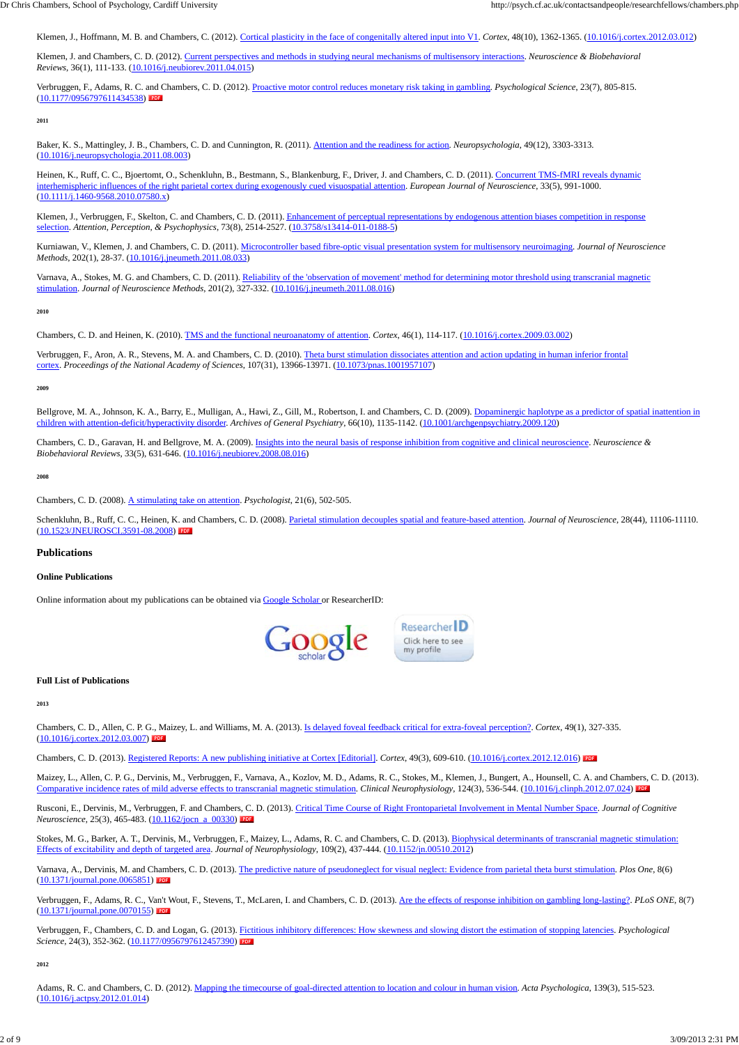Klemen, J., Hoffmann, M. B. and Chambers, C. (2012). Cortical plasticity in the face of congenitally altered input into V1. *Cortex*, 48(10), 1362-1365. (10.1016/j.cortex.2012.03.012)

Klemen, J. and Chambers, C. D. (2012). Current perspectives and methods in studying neural mechanisms of multisensory interactions. *Neuroscience & Biobehavioral Reviews*, 36(1), 111-133. (10.1016/j.neubiorev.2011.04.015)

Verbruggen, F., Adams, R. C. and Chambers, C. D. (2012). Proactive motor control reduces monetary risk taking in gambling. *Psychological Science*, 23(7), 805-815. (10.1177/0956797611434538) PDF

**2011**

Baker, K. S., Mattingley, J. B., Chambers, C. D. and Cunnington, R. (2011). Attention and the readiness for action. *Neuropsychologia*, 49(12), 3303-3313. (10.1016/j.neuropsychologia.2011.08.003)

Heinen, K., Ruff, C. C., Bjoertomt, O., Schenkluhn, B., Bestmann, S., Blankenburg, F., Driver, J. and Chambers, C. D. (2011). Concurrent TMS-fMRI reveals dynamic interhemispheric influences of the right parietal cortex during exogenously cued visuospatial attention. *European Journal of Neuroscience*, 33(5), 991-1000. (10.1111/j.1460-9568.2010.07580.x)

Klemen, J., Verbruggen, F., Skelton, C. and Chambers, C. D. (2011). Enhancement of perceptual representations by endogenous attention biases competition in response selection. *Attention, Perception, & Psychophysics*, 73(8), 2514-2527. (10.3758/s13414-011-0188-5)

Kurniawan, V., Klemen, J. and Chambers, C. D. (2011). Microcontroller based fibre-optic visual presentation system for multisensory neuroimaging. *Journal of Neuroscience Methods*, 202(1), 28-37. (10.1016/j.jneumeth.2011.08.033)

Varnava, A., Stokes, M. G. and Chambers, C. D. (2011). Reliability of the 'observation of movement' method for determining motor threshold using transcranial magnetic stimulation. *Journal of Neuroscience Methods*, 201(2), 327-332. (10.1016/j.jneumeth.2011.08.016)

**2010**

Chambers, C. D. and Heinen, K. (2010). TMS and the functional neuroanatomy of attention. *Cortex*, 46(1), 114-117. (10.1016/j.cortex.2009.03.002)

Verbruggen, F., Aron, A. R., Stevens, M. A. and Chambers, C. D. (2010). Theta burst stimulation dissociates attention and action updating in human inferior frontal cortex. *Proceedings of the National Academy of Sciences*, 107(31), 13966-13971. (10.1073/pnas.1001957107)

**2009**

Bellgrove, M. A., Johnson, K. A., Barry, E., Mulligan, A., Hawi, Z., Gill, M., Robertson, I. and Chambers, C. D. (2009). Dopaminergic haplotype as a predictor of spatial inattention in children with attention-deficit/hyperactivity disorder. *Archives of General Psychiatry*, 66(10), 1135-1142. (10.1001/archgenpsychiatry.2009.120)

Chambers, C. D., Garavan, H. and Bellgrove, M. A. (2009). Insights into the neural basis of response inhibition from cognitive and clinical neuroscience. *Neuroscience & Biobehavioral Reviews*, 33(5), 631-646. (10.1016/j.neubiorev.2008.08.016)

**2008**

Chambers, C. D. (2008). A stimulating take on attention. *Psychologist*, 21(6), 502-505.

Schenkluhn, B., Ruff, C. C., Heinen, K. and Chambers, C. D. (2008). Parietal stimulation decouples spatial and feature-based attention. *Journal of Neuroscience*, 28(44), 11106-11110. (10.1523/JNEUROSCI.3591-08.2008) PDF

## Publications

### Online Publications

Online information about my publications can be obtained via Google Scholar or ResearcherID:

### Full List of Publications

**2013**

Chambers, C. D., Allen, C. P. G., Maizey, L. and Williams, M. A. (2013). Is delayed foveal feedback critical for extra-foveal perception?. *Cortex*, 49(1), 327-335. (10.1016/j.cortex.2012.03.007) PDF

Chambers, C. D. (2013). Registered Reports: A new publishing initiative at Cortex [Editorial]. *Cortex*, 49(3), 609-610. (10.1016/j.cortex.2012.12.016) PDF

Maizey, L., Allen, C. P. G., Dervinis, M., Verbruggen, F., Varnava, A., Kozlov, M. D., Adams, R. C., Stokes, M., Klemen, J., Bungert, A., Hounsell, C. A. and Chambers, C. D. (2013). Comparative incidence rates of mild adverse effects to transcranial magnetic stimulation. *Clinical Neurophysiology*, 124(3), 536-544. (10.1016/j.clinph.2012.07.024) PDF

Rusconi, E., Dervinis, M., Verbruggen, F. and Chambers, C. D. (2013). Critical Time Course of Right Frontoparietal Involvement in Mental Number Space. *Journal of Cognitive Neuroscience*, 25(3), 465-483. (10.1162/jocn_a_00330) PDF

Stokes, M. G., Barker, A. T., Dervinis, M., Verbruggen, F., Maizey, L., Adams, R. C. and Chambers, C. D. (2013). Biophysical determinants of transcranial magnetic stimulation: Effects of excitability and depth of targeted area. *Journal of Neurophysiology*, 109(2), 437-444. (10.1152/jn.00510.2012)

Varnava, A., Dervinis, M. and Chambers, C. D. (2013). The predictive nature of pseudoneglect for visual neglect: Evidence from parietal theta burst stimulation. *Plos One*, 8(6) (10.1371/journal.pone.0065851) PDF

Verbruggen, F., Adams, R. C., Van't Wout, F., Stevens, T., McLaren, I. and Chambers, C. D. (2013). Are the effects of response inhibition on gambling long-lasting?. *PLoS ONE*, 8(7) (10.1371/journal.pone.0070155) PDF

Verbruggen, F., Chambers, C. D. and Logan, G. (2013). Fictitious inhibitory differences: How skewness and slowing distort the estimation of stopping latencies. *Psychological Science*, 24(3), 352-362. (10.1177/0956797612457390) PDF

**2012**

Adams, R. C. and Chambers, C. D. (2012). Mapping the timecourse of goal-directed attention to location and colour in human vision. *Acta Psychologica*, 139(3), 515-523. (10.1016/j.actpsy.2012.01.014)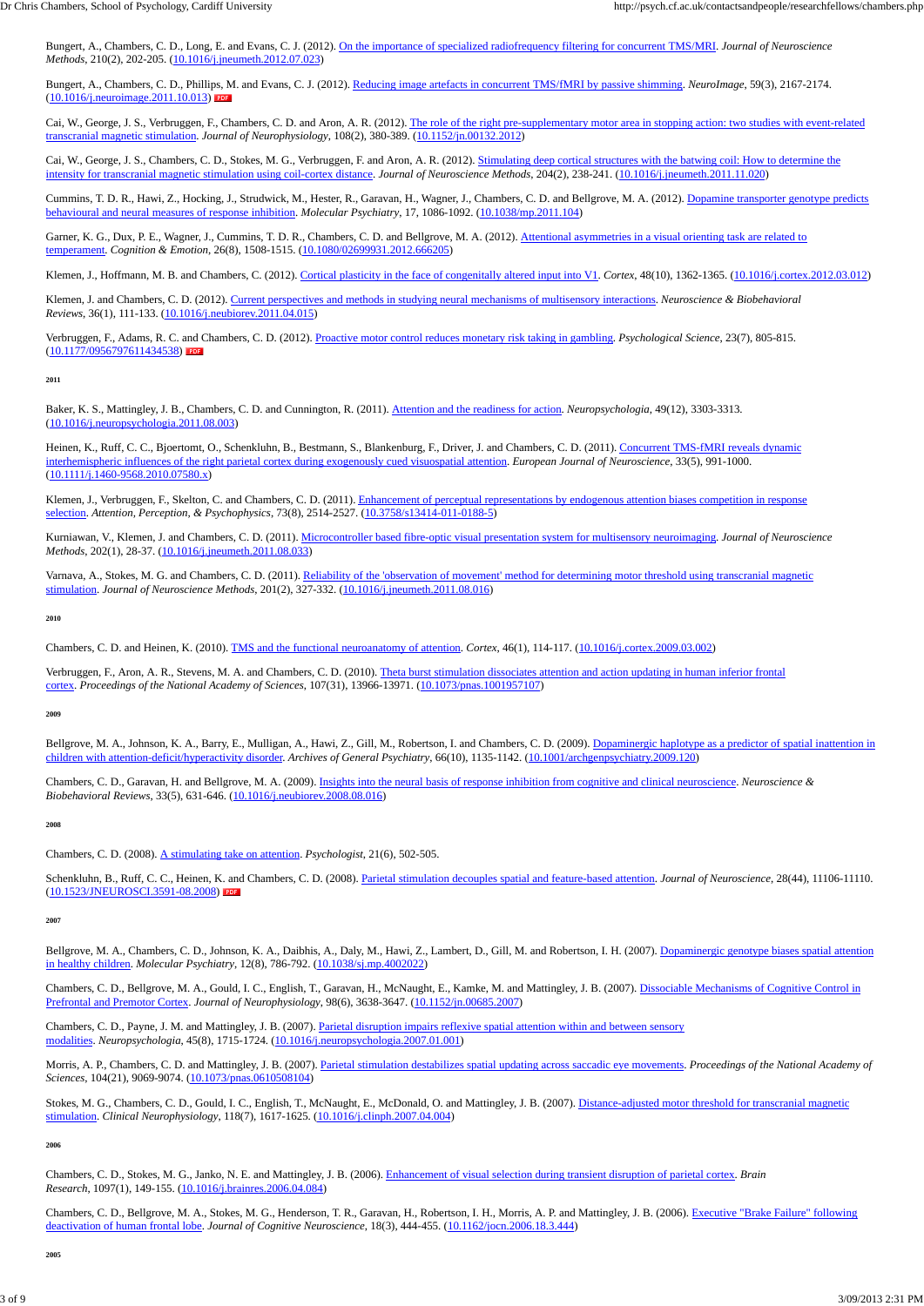Bungert, A., Chambers, C. D., Long, E. and Evans, C. J. (2012). On the importance of specialized radiofrequency filtering for concurrent TMS/MRI. *Journal of Neuroscience Methods*, 210(2), 202-205. (10.1016/j.jneumeth.2012.07.023)

Bungert, A., Chambers, C. D., Phillips, M. and Evans, C. J. (2012). Reducing image artefacts in concurrent TMS/fMRI by passive shimming. *NeuroImage*, 59(3), 2167-2174. (10.1016/j.neuroimage.2011.10.013) PDF

Cai, W., George, J. S., Verbruggen, F., Chambers, C. D. and Aron, A. R. (2012). The role of the right pre-supplementary motor area in stopping action: two studies with event-related transcranial magnetic stimulation. *Journal of Neurophysiology*, 108(2), 380-389. (10.1152/jn.00132.2012)

Cai, W., George, J. S., Chambers, C. D., Stokes, M. G., Verbruggen, F. and Aron, A. R. (2012). Stimulating deep cortical structures with the batwing coil: How to determine the intensity for transcranial magnetic stimulation using coil-cortex distance. *Journal of Neuroscience Methods*, 204(2), 238-241. (10.1016/j.jneumeth.2011.11.020)

Cummins, T. D. R., Hawi, Z., Hocking, J., Strudwick, M., Hester, R., Garavan, H., Wagner, J., Chambers, C. D. and Bellgrove, M. A. (2012). Dopamine transporter genotype predicts behavioural and neural measures of response inhibition. *Molecular Psychiatry*, 17, 1086-1092. (10.1038/mp.2011.104)

Garner, K. G., Dux, P. E., Wagner, J., Cummins, T. D. R., Chambers, C. D. and Bellgrove, M. A. (2012). Attentional asymmetries in a visual orienting task are related to temperament. *Cognition & Emotion*, 26(8), 1508-1515. (10.1080/02699931.2012.666205)

Klemen, J., Hoffmann, M. B. and Chambers, C. (2012). Cortical plasticity in the face of congenitally altered input into V1. *Cortex*, 48(10), 1362-1365. (10.1016/j.cortex.2012.03.012)

Klemen, J. and Chambers, C. D. (2012). Current perspectives and methods in studying neural mechanisms of multisensory interactions. *Neuroscience & Biobehavioral Reviews*, 36(1), 111-133. (10.1016/j.neubiorev.2011.04.015)

Verbruggen, F., Adams, R. C. and Chambers, C. D. (2012). Proactive motor control reduces monetary risk taking in gambling. *Psychological Science*, 23(7), 805-815. (10.1177/0956797611434538) PDF

###### 2011

Baker, K. S., Mattingley, J. B., Chambers, C. D. and Cunnington, R. (2011). Attention and the readiness for action. *Neuropsychologia*, 49(12), 3303-3313. (10.1016/j.neuropsychologia.2011.08.003)

Heinen, K., Ruff, C. C., Bjoertomt, O., Schenkluhn, B., Bestmann, S., Blankenburg, F., Driver, J. and Chambers, C. D. (2011). Concurrent TMS-fMRI reveals dynamic interhemispheric influences of the right parietal cortex during exogenously cued visuospatial attention. *European Journal of Neuroscience*, 33(5), 991-1000. (10.1111/j.1460-9568.2010.07580.x)

Klemen, J., Verbruggen, F., Skelton, C. and Chambers, C. D. (2011). Enhancement of perceptual representations by endogenous attention biases competition in response selection. *Attention, Perception, & Psychophysics*, 73(8), 2514-2527. (10.3758/s13414-011-0188-5)

Kurniawan, V., Klemen, J. and Chambers, C. D. (2011). Microcontroller based fibre-optic visual presentation system for multisensory neuroimaging. *Journal of Neuroscience Methods*, 202(1), 28-37. (10.1016/j.jneumeth.2011.08.033)

Varnava, A., Stokes, M. G. and Chambers, C. D. (2011). Reliability of the 'observation of movement' method for determining motor threshold using transcranial magnetic stimulation. *Journal of Neuroscience Methods*, 201(2), 327-332. (10.1016/j.jneumeth.2011.08.016)

###### 2010

Chambers, C. D. and Heinen, K. (2010). TMS and the functional neuroanatomy of attention. *Cortex*, 46(1), 114-117. (10.1016/j.cortex.2009.03.002)

Verbruggen, F., Aron, A. R., Stevens, M. A. and Chambers, C. D. (2010). Theta burst stimulation dissociates attention and action updating in human inferior frontal cortex. *Proceedings of the National Academy of Sciences*, 107(31), 13966-13971. (10.1073/pnas.1001957107)

###### 2009

Bellgrove, M. A., Johnson, K. A., Barry, E., Mulligan, A., Hawi, Z., Gill, M., Robertson, I. and Chambers, C. D. (2009). Dopaminergic haplotype as a predictor of spatial inattention in children with attention-deficit/hyperactivity disorder. *Archives of General Psychiatry*, 66(10), 1135-1142. (10.1001/archgenpsychiatry.2009.120)

Chambers, C. D., Garavan, H. and Bellgrove, M. A. (2009). Insights into the neural basis of response inhibition from cognitive and clinical neuroscience. *Neuroscience & Biobehavioral Reviews*, 33(5), 631-646. (10.1016/j.neubiorev.2008.08.016)

###### 2008

Chambers, C. D. (2008). A stimulating take on attention. *Psychologist*, 21(6), 502-505.

Schenkluhn, B., Ruff, C. C., Heinen, K. and Chambers, C. D. (2008). Parietal stimulation decouples spatial and feature-based attention. *Journal of Neuroscience*, 28(44), 11106-11110. (10.1523/JNEUROSCI.3591-08.2008) PDF

###### 2007

Bellgrove, M. A., Chambers, C. D., Johnson, K. A., Daibhis, A., Daly, M., Hawi, Z., Lambert, D., Gill, M. and Robertson, I. H. (2007). Dopaminergic genotype biases spatial attention in healthy children. *Molecular Psychiatry*, 12(8), 786-792. (10.1038/sj.mp.4002022)

Chambers, C. D., Bellgrove, M. A., Gould, I. C., English, T., Garavan, H., McNaught, E., Kamke, M. and Mattingley, J. B. (2007). Dissociable Mechanisms of Cognitive Control in Prefrontal and Premotor Cortex. *Journal of Neurophysiology*, 98(6), 3638-3647. (10.1152/jn.00685.2007)

Chambers, C. D., Payne, J. M. and Mattingley, J. B. (2007). Parietal disruption impairs reflexive spatial attention within and between sensory modalities. *Neuropsychologia*, 45(8), 1715-1724. (10.1016/j.neuropsychologia.2007.01.001)

Morris, A. P., Chambers, C. D. and Mattingley, J. B. (2007). Parietal stimulation destabilizes spatial updating across saccadic eye movements. *Proceedings of the National Academy of Sciences*, 104(21), 9069-9074. (10.1073/pnas.0610508104)

Stokes, M. G., Chambers, C. D., Gould, I. C., English, T., McNaught, E., McDonald, O. and Mattingley, J. B. (2007). Distance-adjusted motor threshold for transcranial magnetic stimulation. *Clinical Neurophysiology*, 118(7), 1617-1625. (10.1016/j.clinph.2007.04.004)

###### 2006

Chambers, C. D., Stokes, M. G., Janko, N. E. and Mattingley, J. B. (2006). Enhancement of visual selection during transient disruption of parietal cortex. *Brain Research*, 1097(1), 149-155. (10.1016/j.brainres.2006.04.084)

Chambers, C. D., Bellgrove, M. A., Stokes, M. G., Henderson, T. R., Garavan, H., Robertson, I. H., Morris, A. P. and Mattingley, J. B. (2006). Executive "Brake Failure" following deactivation of human frontal lobe. *Journal of Cognitive Neuroscience*, 18(3), 444-455. (10.1162/jocn.2006.18.3.444)

###### 2005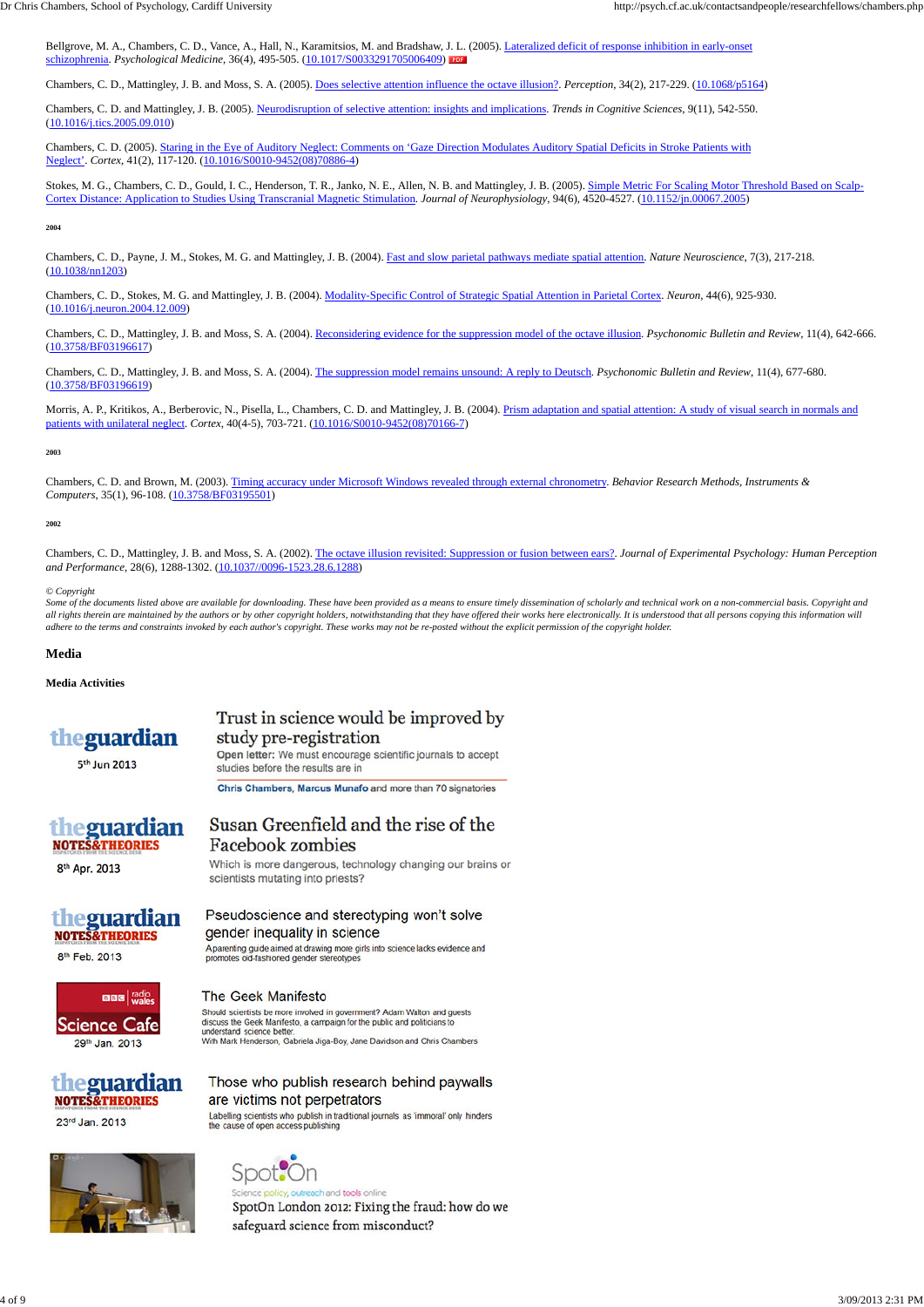Bellgrove, M. A., Chambers, C. D., Vance, A., Hall, N., Karamitsios, M. and Bradshaw, J. L. (2005). Lateralized deficit of response inhibition in early-onset schizophrenia. *Psychological Medicine*, 36(4), 495-505. (10.1017/S0033291705006409)

Chambers, C. D., Mattingley, J. B. and Moss, S. A. (2005). Does selective attention influence the octave illusion?. *Perception*, 34(2), 217-229. (10.1068/p5164)

Chambers, C. D. and Mattingley, J. B. (2005). Neurodisruption of selective attention: insights and implications. *Trends in Cognitive Sciences*, 9(11), 542-550. (10.1016/j.tics.2005.09.010)

Chambers, C. D. (2005). Staring in the Eye of Auditory Neglect: Comments on 'Gaze Direction Modulates Auditory Spatial Deficits in Stroke Patients with Neglect'. *Cortex*, 41(2), 117-120. (10.1016/S0010-9452(08)70886-4)

Stokes, M. G., Chambers, C. D., Gould, I. C., Henderson, T. R., Janko, N. E., Allen, N. B. and Mattingley, J. B. (2005). Simple Metric For Scaling Motor Threshold Based on Scalp-Cortex Distance: Application to Studies Using Transcranial Magnetic Stimulation. *Journal of Neurophysiology*, 94(6), 4520-4527. (10.1152/jn.00067.2005)

###### 2004

Chambers, C. D., Payne, J. M., Stokes, M. G. and Mattingley, J. B. (2004). Fast and slow parietal pathways mediate spatial attention. *Nature Neuroscience*, 7(3), 217-218. (10.1038/nn1203)

Chambers, C. D., Stokes, M. G. and Mattingley, J. B. (2004). Modality-Specific Control of Strategic Spatial Attention in Parietal Cortex. *Neuron*, 44(6), 925-930. (10.1016/j.neuron.2004.12.009)

Chambers, C. D., Mattingley, J. B. and Moss, S. A. (2004). Reconsidering evidence for the suppression model of the octave illusion. *Psychonomic Bulletin and Review*, 11(4), 642-666. (10.3758/BF03196617)

Chambers, C. D., Mattingley, J. B. and Moss, S. A. (2004). The suppression model remains unsound: A reply to Deutsch. *Psychonomic Bulletin and Review*, 11(4), 677-680. (10.3758/BF03196619)

Morris, A. P., Kritikos, A., Berberovic, N., Pisella, L., Chambers, C. D. and Mattingley, J. B. (2004). Prism adaptation and spatial attention: A study of visual search in normals and patients with unilateral neglect. *Cortex*, 40(4-5), 703-721. (10.1016/S0010-9452(08)70166-7)

###### 2003

Chambers, C. D. and Brown, M. (2003). Timing accuracy under Microsoft Windows revealed through external chronometry. *Behavior Research Methods, Instruments & Computers*, 35(1), 96-108. (10.3758/BF03195501)

###### 2002

Chambers, C. D., Mattingley, J. B. and Moss, S. A. (2002). The octave illusion revisited: Suppression or fusion between ears?. *Journal of Experimental Psychology: Human Perception and Performance*, 28(6), 1288-1302. (10.1037//0096-1523.28.6.1288)

*© Copyright*
*Some of the documents listed above are available for downloading. These have been provided as a means to ensure timely dissemination of scholarly and technical work on a non-commercial basis. Copyright and all rights therein are maintained by the authors or by other copyright holders, notwithstanding that they have offered their works here electronically. It is understood that all persons copying this information will adhere to the terms and constraints invoked by each author's copyright. These works may not be re-posted without the explicit permission of the copyright holder.*

## Media

### Media Activities

**theguardian** — 5th Jun 2013

Trust in science would be improved by study pre-registration

Open letter: We must encourage scientific journals to accept studies before the results are in

Chris Chambers, Marcus Munafo and more than 70 signatories

**theguardian NOTES&THEORIES** — 8th Apr. 2013

Susan Greenfield and the rise of the Facebook zombies

Which is more dangerous, technology changing our brains or scientists mutating into priests?

**theguardian NOTES&THEORIES** — 8th Feb. 2013

Pseudoscience and stereotyping won't solve gender inequality in science

A parenting guide aimed at drawing more girls into science lacks evidence and promotes old-fashioned gender stereotypes

**BBC radio wales Science Cafe** — 29th Jan. 2013

The Geek Manifesto

Should scientists be more involved in government? Adam Walton and guests discuss the Geek Manifesto, a campaign for the public and politicians to understand science better.
With Mark Henderson, Gabriela Jiga-Boy, Jane Davidson and Chris Chambers

**theguardian NOTES&THEORIES** — 23rd Jan. 2013

Those who publish research behind paywalls are victims not perpetrators

Labelling scientists who publish in traditional journals as 'immoral' only hinders the cause of open access publishing

**SpotOn** — Science policy, outreach and tools online

SpotOn London 2012: Fixing the fraud: how do we safeguard science from misconduct?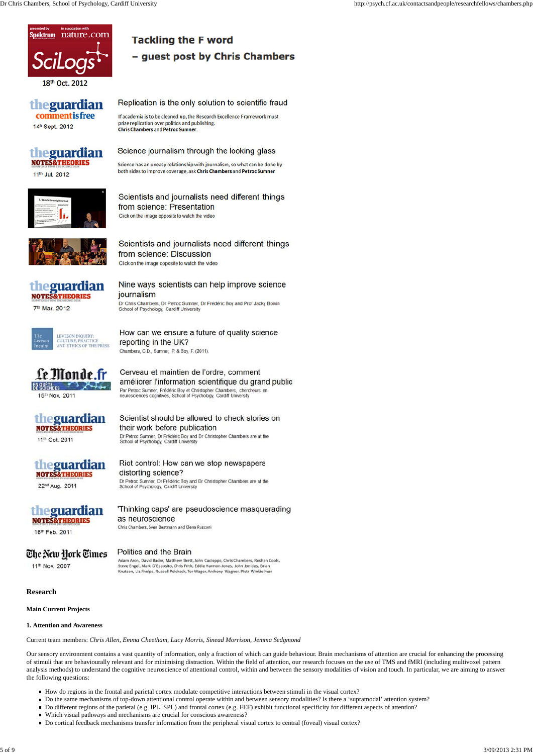presented by Spektrum in association with nature.com SciLogs

18th Oct. 2012

**Tackling the F word – guest post by Chris Chambers**

theguardian commentisfree

14th Sept. 2012

Replication is the only solution to scientific fraud

If academia is to be cleaned up, the Research Excellence Framework must prize replication over politics and publishing.
**Chris Chambers** and **Petroc Sumner**.

theguardian NOTES&THEORIES

11th Jul. 2012

Science journalism through the looking glass

Science has an uneasy relationship with journalism, so what can be done by both sides to improve coverage, ask **Chris Chambers** and **Petroc Sumner**

Scientists and journalists need different things from science: Presentation

Click on the image opposite to watch the video

Scientists and journalists need different things from science: Discussion

Click on the image opposite to watch the video

theguardian NOTES&THEORIES

7th Mar. 2012

Nine ways scientists can help improve science journalism

Dr Chris Chambers, Dr Petroc Sumner, Dr Frédéric Boy and Prof Jacky Boivin
School of Psychology, Cardiff University

The Leveson Inquiry — LEVESON INQUIRY: CULTURE, PRACTICE AND ETHICS OF THE PRESS

How can we ensure a future of quality science reporting in the UK?

Chambers, C.D., Sumner, P. & Boy, F. (2011).

Le Monde.fr EN QUÊTE DE SCIENCES

15th Nov. 2011

Cerveau et maintien de l'ordre, comment améliorer l'information scientifique du grand public

Par Petroc Sumner, Frédéric Boy et Christopher Chambers, chercheurs en neurosciences cognitives, School of Psychology, Cardiff University

theguardian NOTES&THEORIES

11th Oct. 2011

Scientist should be allowed to check stories on their work before publication

Dr Petroc Sumner, Dr Frédéric Boy and Dr Christopher Chambers are at the School of Psychology, Cardiff University

theguardian NOTES&THEORIES

22nd Aug. 2011

Riot control: How can we stop newspapers distorting science?

Dr Petroc Sumner, Dr Frédéric Boy and Dr Christopher Chambers are at the School of Psychology, Cardiff University

theguardian NOTES&THEORIES

16th Feb. 2011

'Thinking caps' are pseudoscience masquerading as neuroscience

Chris Chambers, Sven Bestmann and Elena Rusconi

The New York Times

11th Nov. 2007

Politics and the Brain

Adam Aron, David Badre, Matthew Brett, John Cacioppo, Chris Chambers, Roshan Cools, Steve Engel, Mark D'Esposito, Chris Frith, Eddie Harmon-Jones, John Jonides, Brian Knutson, Liz Phelps, Russell Poldrack, Tor Wager, Anthony Wagner, Piotr Winkielman

## Research

### Main Current Projects

#### 1. Attention and Awareness

Current team members: *Chris Allen, Emma Cheetham, Lucy Morris, Sinead Morrison, Jemma Sedgmond*

Our sensory environment contains a vast quantity of information, only a fraction of which can guide behaviour. Brain mechanisms of attention are crucial for enhancing the processing of stimuli that are behaviourally relevant and for minimising distraction. Within the field of attention, our research focuses on the use of TMS and fMRI (including multivoxel pattern analysis methods) to understand the cognitive neuroscience of attentional control, within and between the sensory modalities of vision and touch. In particular, we are aiming to answer the following questions:

- How do regions in the frontal and parietal cortex modulate competitive interactions between stimuli in the visual cortex?
- Do the same mechanisms of top-down attentional control operate within and between sensory modalities? Is there a 'supramodal' attention system?
- Do different regions of the parietal (e.g. IPL, SPL) and frontal cortex (e.g. FEF) exhibit functional specificity for different aspects of attention?
- Which visual pathways and mechanisms are crucial for conscious awareness?
- Do cortical feedback mechanisms transfer information from the peripheral visual cortex to central (foveal) visual cortex?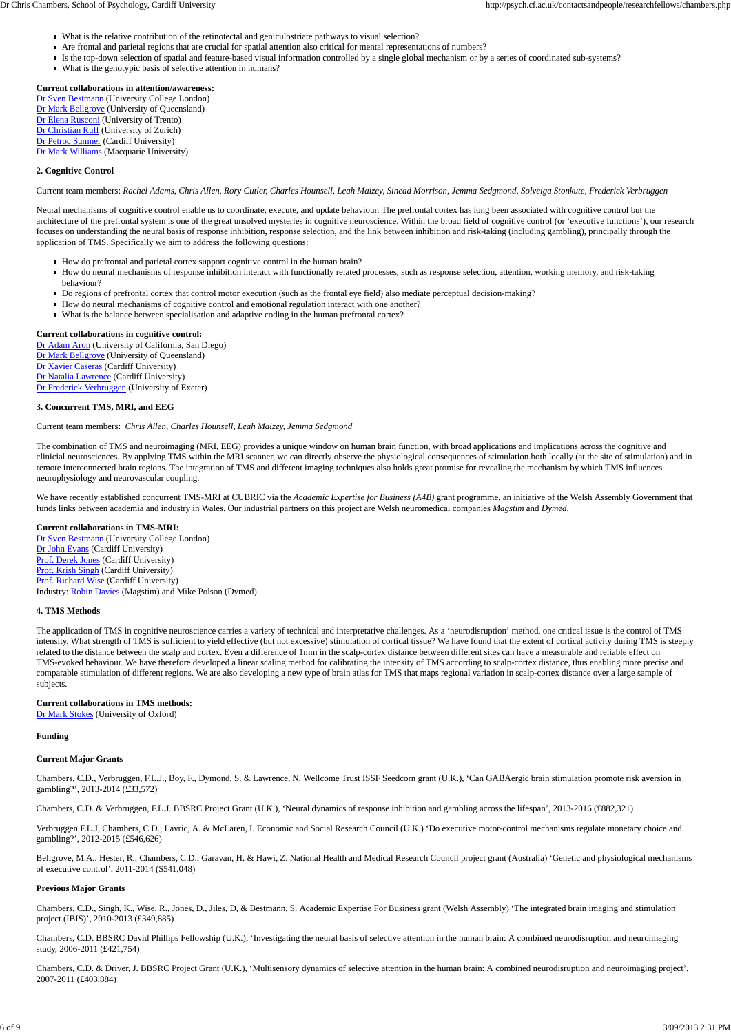- What is the relative contribution of the retinotectal and geniculostriate pathways to visual selection?
- Are frontal and parietal regions that are crucial for spatial attention also critical for mental representations of numbers?
- Is the top-down selection of spatial and feature-based visual information controlled by a single global mechanism or by a series of coordinated sub-systems?
- What is the genotypic basis of selective attention in humans?

**Current collaborations in attention/awareness:**
Dr Sven Bestmann (University College London)
Dr Mark Bellgrove (University of Queensland)
Dr Elena Rusconi (University of Trento)
Dr Christian Ruff (University of Zurich)
Dr Petroc Sumner (Cardiff University)
Dr Mark Williams (Macquarie University)

**2. Cognitive Control**

Current team members: *Rachel Adams, Chris Allen, Rory Cutler, Charles Housell, Leah Maizey, Sinead Morrison, Jemma Sedgmond, Solveiga Stonkute, Frederick Verbruggen*

Neural mechanisms of cognitive control enable us to coordinate, execute, and update behaviour. The prefrontal cortex has long been associated with cognitive control but the architecture of the prefrontal system is one of the great unsolved mysteries in cognitive neuroscience. Within the broad field of cognitive control (or 'executive functions'), our research focuses on understanding the neural basis of response inhibition, response selection, and the link between inhibition and risk-taking (including gambling), principally through the application of TMS. Specifically we aim to address the following questions:

- How do prefrontal and parietal cortex support cognitive control in the human brain?
- How do neural mechanisms of response inhibition interact with functionally related processes, such as response selection, attention, working memory, and risk-taking behaviour?
- Do regions of prefrontal cortex that control motor execution (such as the frontal eye field) also mediate perceptual decision-making?
- How do neural mechanisms of cognitive control and emotional regulation interact with one another?
- What is the balance between specialisation and adaptive coding in the human prefrontal cortex?

**Current collaborations in cognitive control:**
Dr Adam Aron (University of California, San Diego)
Dr Mark Bellgrove (University of Queensland)
Dr Xavier Caseras (Cardiff University)
Dr Natalia Lawrence (Cardiff University)
Dr Frederick Verbruggen (University of Exeter)

**3. Concurrent TMS, MRI, and EEG**

Current team members: *Chris Allen, Charles Housell, Leah Maizey, Jemma Sedgmond*

The combination of TMS and neuroimaging (MRI, EEG) provides a unique window on human brain function, with broad applications and implications across the cognitive and clinicial neurosciences. By applying TMS within the MRI scanner, we can directly observe the physiological consequences of stimulation both locally (at the site of stimulation) and in remote interconnected brain regions. The integration of TMS and different imaging techniques also holds great promise for revealing the mechanism by which TMS influences neurophysiology and neurovascular coupling.

We have recently established concurrent TMS-MRI at CUBRIC via the *Academic Expertise for Business (A4B)* grant programme, an initiative of the Welsh Assembly Government that funds links between academia and industry in Wales. Our industrial partners on this project are Welsh neuromedical companies *Magstim* and *Dymed*.

**Current collaborations in TMS-MRI:**
Dr Sven Bestmann (University College London)
Dr John Evans (Cardiff University)
Prof. Derek Jones (Cardiff University)
Prof. Krish Singh (Cardiff University)
Prof. Richard Wise (Cardiff University)
Industry: Robin Davies (Magstim) and Mike Polson (Dymed)

**4. TMS Methods**

The application of TMS in cognitive neuroscience carries a variety of technical and interpretative challenges. As a 'neurodisruption' method, one critical issue is the control of TMS intensity. What strength of TMS is sufficient to yield effective (but not excessive) stimulation of cortical tissue? We have found that the extent of cortical activity during TMS is steeply related to the distance between the scalp and cortex. Even a difference of 1mm in the scalp-cortex distance between different sites can have a measurable and reliable effect on TMS-evoked behaviour. We have therefore developed a linear scaling method for calibrating the intensity of TMS according to scalp-cortex distance, thus enabling more precise and comparable stimulation of different regions. We are also developing a new type of brain atlas for TMS that maps regional variation in scalp-cortex distance over a large sample of subjects.

**Current collaborations in TMS methods:**
Dr Mark Stokes (University of Oxford)

**Funding**

**Current Major Grants**

Chambers, C.D., Verbruggen, F.L.J., Boy, F., Dymond, S. & Lawrence, N. Wellcome Trust ISSF Seedcorn grant (U.K.), 'Can GABAergic brain stimulation promote risk aversion in gambling?', 2013-2014 (£33,572)

Chambers, C.D. & Verbruggen, F.L.J. BBSRC Project Grant (U.K.), 'Neural dynamics of response inhibition and gambling across the lifespan', 2013-2016 (£882,321)

Verbruggen F.L.J, Chambers, C.D., Lavric, A. & McLaren, I. Economic and Social Research Council (U.K.) 'Do executive motor-control mechanisms regulate monetary choice and gambling?', 2012-2015 (£546,626)

Bellgrove, M.A., Hester, R., Chambers, C.D., Garavan, H. & Hawi, Z. National Health and Medical Research Council project grant (Australia) 'Genetic and physiological mechanisms of executive control', 2011-2014 ($541,048)

**Previous Major Grants**

Chambers, C.D., Singh, K., Wise, R., Jones, D., Jiles, D, & Bestmann, S. Academic Expertise For Business grant (Welsh Assembly) 'The integrated brain imaging and stimulation project (IBIS)', 2010-2013 (£349,885)

Chambers, C.D. BBSRC David Phillips Fellowship (U.K.), 'Investigating the neural basis of selective attention in the human brain: A combined neurodisruption and neuroimaging study, 2006-2011 (£421,754)

Chambers, C.D. & Driver, J. BBSRC Project Grant (U.K.), 'Multisensory dynamics of selective attention in the human brain: A combined neurodisruption and neuroimaging project', 2007-2011 (£403,884)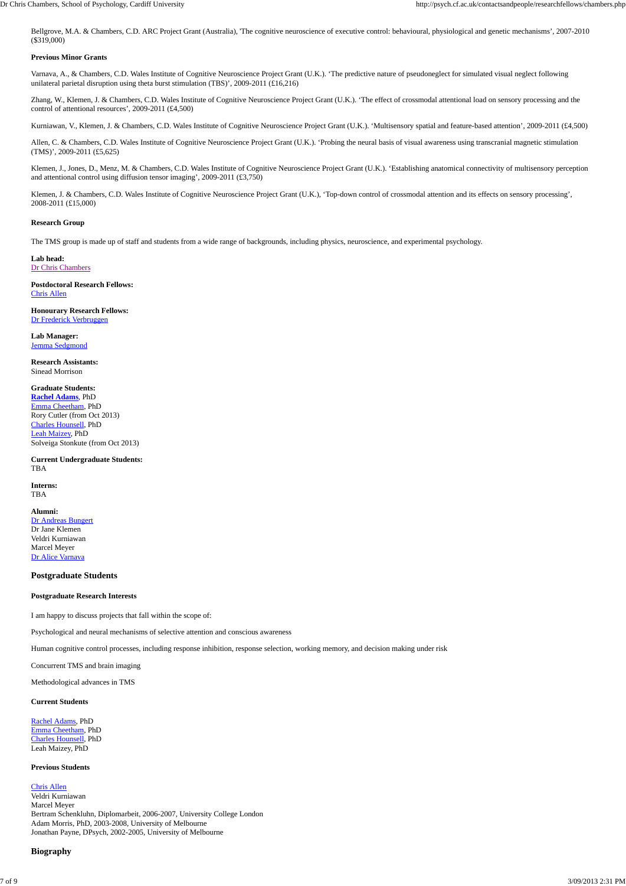Bellgrove, M.A. & Chambers, C.D. ARC Project Grant (Australia), 'The cognitive neuroscience of executive control: behavioural, physiological and genetic mechanisms', 2007-2010 ($319,000)

**Previous Minor Grants**

Varnava, A., & Chambers, C.D. Wales Institute of Cognitive Neuroscience Project Grant (U.K.). 'The predictive nature of pseudoneglect for simulated visual neglect following unilateral parietal disruption using theta burst stimulation (TBS)', 2009-2011 (£16,216)

Zhang, W., Klemen, J. & Chambers, C.D. Wales Institute of Cognitive Neuroscience Project Grant (U.K.). 'The effect of crossmodal attentional load on sensory processing and the control of attentional resources', 2009-2011 (£4,500)

Kurniawan, V., Klemen, J. & Chambers, C.D. Wales Institute of Cognitive Neuroscience Project Grant (U.K.). 'Multisensory spatial and feature-based attention', 2009-2011 (£4,500)

Allen, C. & Chambers, C.D. Wales Institute of Cognitive Neuroscience Project Grant (U.K.). 'Probing the neural basis of visual awareness using transcranial magnetic stimulation (TMS)', 2009-2011 (£5,625)

Klemen, J., Jones, D., Menz, M. & Chambers, C.D. Wales Institute of Cognitive Neuroscience Project Grant (U.K.). 'Establishing anatomical connectivity of multisensory perception and attentional control using diffusion tensor imaging', 2009-2011 (£3,750)

Klemen, J. & Chambers, C.D. Wales Institute of Cognitive Neuroscience Project Grant (U.K.), 'Top-down control of crossmodal attention and its effects on sensory processing', 2008-2011 (£15,000)

**Research Group**

The TMS group is made up of staff and students from a wide range of backgrounds, including physics, neuroscience, and experimental psychology.

**Lab head:**
Dr Chris Chambers

**Postdoctoral Research Fellows:**
Chris Allen

**Honourary Research Fellows:**
Dr Frederick Verbruggen

**Lab Manager:**
Jemma Sedgmond

**Research Assistants:**
Sinead Morrison

**Graduate Students:**
**Rachel Adams**, PhD
Emma Cheetham, PhD
Rory Cutler (from Oct 2013)
Charles Hounsell, PhD
Leah Maizey, PhD
Solveiga Stonkute (from Oct 2013)

**Current Undergraduate Students:**
TBA

**Interns:**
TBA

**Alumni:**
Dr Andreas Bungert
Dr Jane Klemen
Veldri Kurniawan
Marcel Meyer
Dr Alice Varnava

## Postgraduate Students

**Postgraduate Research Interests**

I am happy to discuss projects that fall within the scope of:

Psychological and neural mechanisms of selective attention and conscious awareness

Human cognitive control processes, including response inhibition, response selection, working memory, and decision making under risk

Concurrent TMS and brain imaging

Methodological advances in TMS

**Current Students**

Rachel Adams, PhD
Emma Cheetham, PhD
Charles Hounsell, PhD
Leah Maizey, PhD

**Previous Students**

Chris Allen
Veldri Kurniawan
Marcel Meyer
Bertram Schenkluhn, Diplomarbeit, 2006-2007, University College London
Adam Morris, PhD, 2003-2008, University of Melbourne
Jonathan Payne, DPsych, 2002-2005, University of Melbourne

## Biography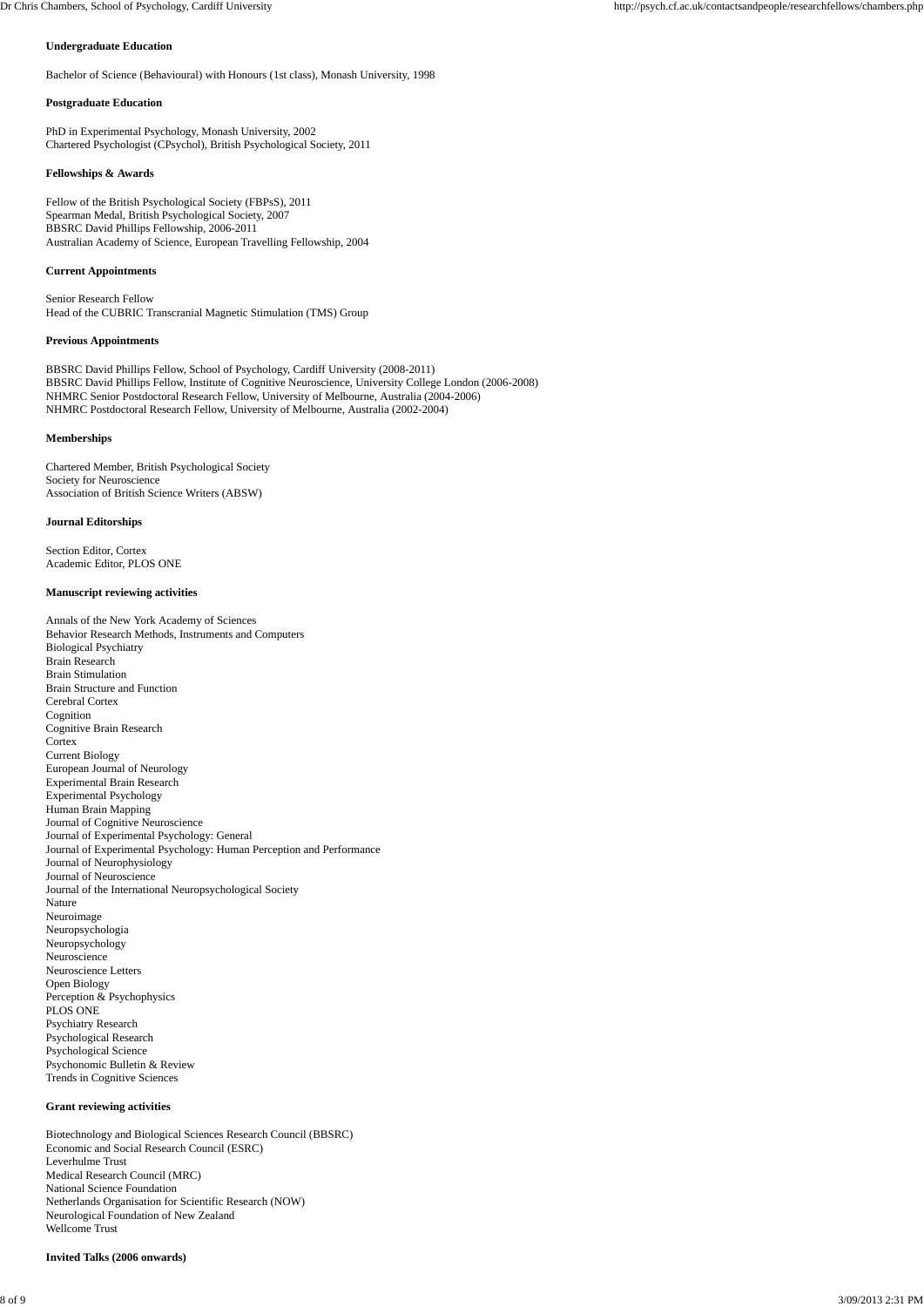**Undergraduate Education**

Bachelor of Science (Behavioural) with Honours (1st class), Monash University, 1998

**Postgraduate Education**

PhD in Experimental Psychology, Monash University, 2002
Chartered Psychologist (CPsychol), British Psychological Society, 2011

**Fellowships & Awards**

Fellow of the British Psychological Society (FBPsS), 2011
Spearman Medal, British Psychological Society, 2007
BBSRC David Phillips Fellowship, 2006-2011
Australian Academy of Science, European Travelling Fellowship, 2004

**Current Appointments**

Senior Research Fellow
Head of the CUBRIC Transcranial Magnetic Stimulation (TMS) Group

**Previous Appointments**

BBSRC David Phillips Fellow, School of Psychology, Cardiff University (2008-2011)
BBSRC David Phillips Fellow, Institute of Cognitive Neuroscience, University College London (2006-2008)
NHMRC Senior Postdoctoral Research Fellow, University of Melbourne, Australia (2004-2006)
NHMRC Postdoctoral Research Fellow, University of Melbourne, Australia (2002-2004)

**Memberships**

Chartered Member, British Psychological Society
Society for Neuroscience
Association of British Science Writers (ABSW)

**Journal Editorships**

Section Editor, Cortex
Academic Editor, PLOS ONE

**Manuscript reviewing activities**

Annals of the New York Academy of Sciences
Behavior Research Methods, Instruments and Computers
Biological Psychiatry
Brain Research
Brain Stimulation
Brain Structure and Function
Cerebral Cortex
Cognition
Cognitive Brain Research
Cortex
Current Biology
European Journal of Neurology
Experimental Brain Research
Experimental Psychology
Human Brain Mapping
Journal of Cognitive Neuroscience
Journal of Experimental Psychology: General
Journal of Experimental Psychology: Human Perception and Performance
Journal of Neurophysiology
Journal of Neuroscience
Journal of the International Neuropsychological Society
Nature
Neuroimage
Neuropsychologia
Neuropsychology
Neuroscience
Neuroscience Letters
Open Biology
Perception & Psychophysics
PLOS ONE
Psychiatry Research
Psychological Research
Psychological Science
Psychonomic Bulletin & Review
Trends in Cognitive Sciences

**Grant reviewing activities**

Biotechnology and Biological Sciences Research Council (BBSRC)
Economic and Social Research Council (ESRC)
Leverhulme Trust
Medical Research Council (MRC)
National Science Foundation
Netherlands Organisation for Scientific Research (NOW)
Neurological Foundation of New Zealand
Wellcome Trust

**Invited Talks (2006 onwards)**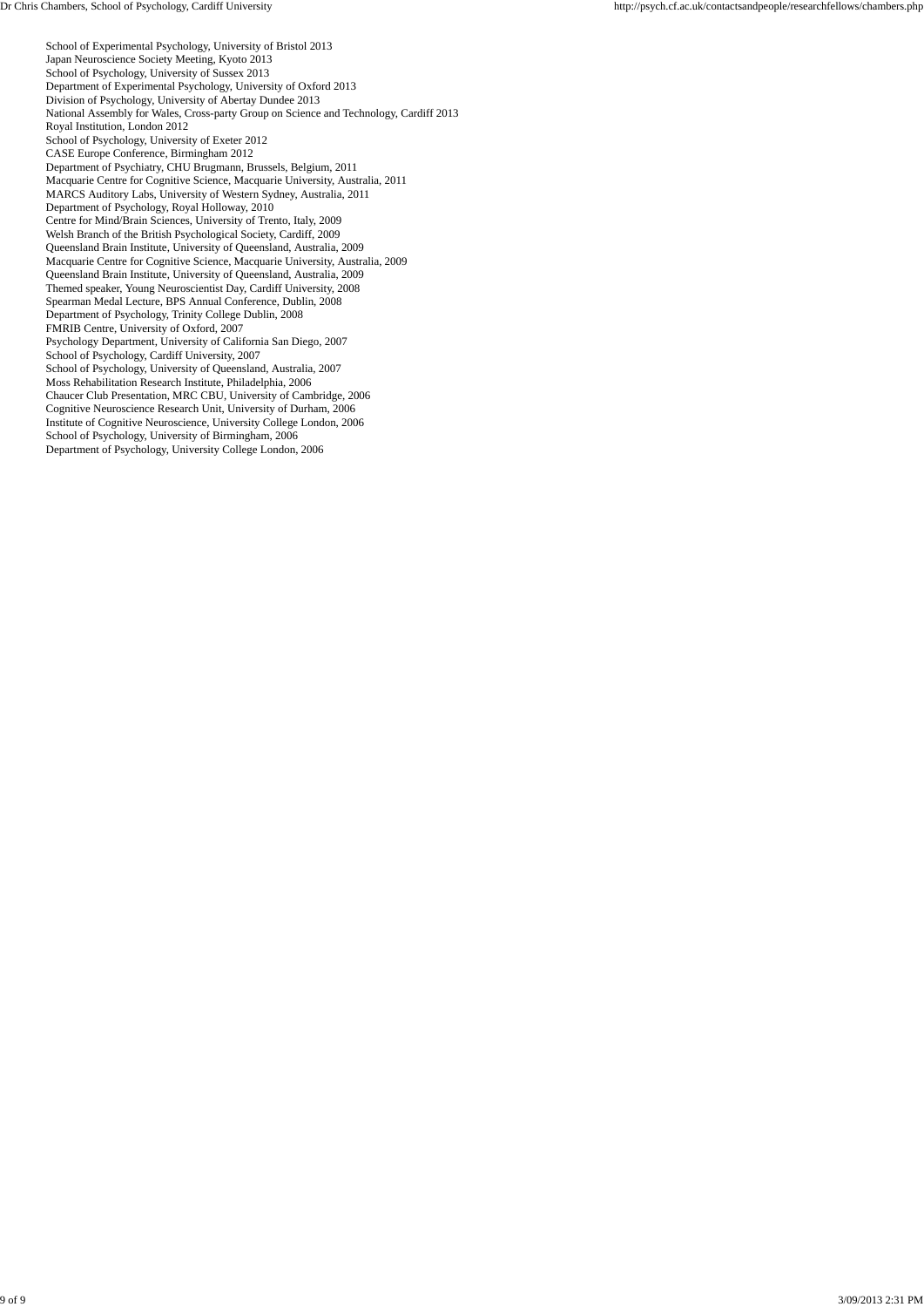School of Experimental Psychology, University of Bristol 2013
Japan Neuroscience Society Meeting, Kyoto 2013
School of Psychology, University of Sussex 2013
Department of Experimental Psychology, University of Oxford 2013
Division of Psychology, University of Abertay Dundee 2013
National Assembly for Wales, Cross-party Group on Science and Technology, Cardiff 2013
Royal Institution, London 2012
School of Psychology, University of Exeter 2012
CASE Europe Conference, Birmingham 2012
Department of Psychiatry, CHU Brugmann, Brussels, Belgium, 2011
Macquarie Centre for Cognitive Science, Macquarie University, Australia, 2011
MARCS Auditory Labs, University of Western Sydney, Australia, 2011
Department of Psychology, Royal Holloway, 2010
Centre for Mind/Brain Sciences, University of Trento, Italy, 2009
Welsh Branch of the British Psychological Society, Cardiff, 2009
Queensland Brain Institute, University of Queensland, Australia, 2009
Macquarie Centre for Cognitive Science, Macquarie University, Australia, 2009
Queensland Brain Institute, University of Queensland, Australia, 2009
Themed speaker, Young Neuroscientist Day, Cardiff University, 2008
Spearman Medal Lecture, BPS Annual Conference, Dublin, 2008
Department of Psychology, Trinity College Dublin, 2008
FMRIB Centre, University of Oxford, 2007
Psychology Department, University of California San Diego, 2007
School of Psychology, Cardiff University, 2007
School of Psychology, University of Queensland, Australia, 2007
Moss Rehabilitation Research Institute, Philadelphia, 2006
Chaucer Club Presentation, MRC CBU, University of Cambridge, 2006
Cognitive Neuroscience Research Unit, University of Durham, 2006
Institute of Cognitive Neuroscience, University College London, 2006
School of Psychology, University of Birmingham, 2006
Department of Psychology, University College London, 2006